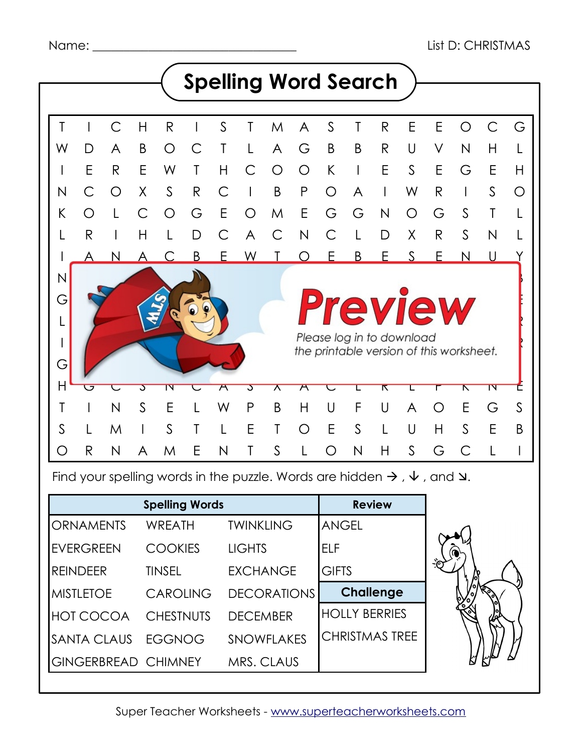Name: ______________________________ List D: CHRISTMAS

# Spelling Word Search

```
T I C H R I S T M A S T R E E O C G
W D A B O C T L A G B B R U V N H L
I E R E W T H C O O K I E S E G E H
N C O X S R C I B P O A I W R I S O
K O L C O G E O M E G G N O G S T L
L R I H L D C A C N C L D X R S N L
I A N A C B E W T O E B E S E N U Y
N
G
L
I
G
H G C S N C A S X A C L R L P K N E
T I N S E L W P B H U F U A O E G S
S L M I S T L E T O E S L U H S E B
O R N A M E N T S L O N H S G C L I
```

**Preview**

*Please log in to download the printable version of this worksheet.*

Find your spelling words in the puzzle. Words are hidden →, ↓, and ↘.

| Spelling Words | | | Review |
|---|---|---|---|
| ORNAMENTS | WREATH | TWINKLING | ANGEL |
| EVERGREEN | COOKIES | LIGHTS | ELF |
| REINDEER | TINSEL | EXCHANGE | GIFTS |
| MISTLETOE | CAROLING | DECORATIONS | **Challenge** |
| HOT COCOA | CHESTNUTS | DECEMBER | HOLLY BERRIES |
| SANTA CLAUS | EGGNOG | SNOWFLAKES | CHRISTMAS TREE |
| GINGERBREAD | CHIMNEY | MRS. CLAUS | |

Super Teacher Worksheets - www.superteacherworksheets.com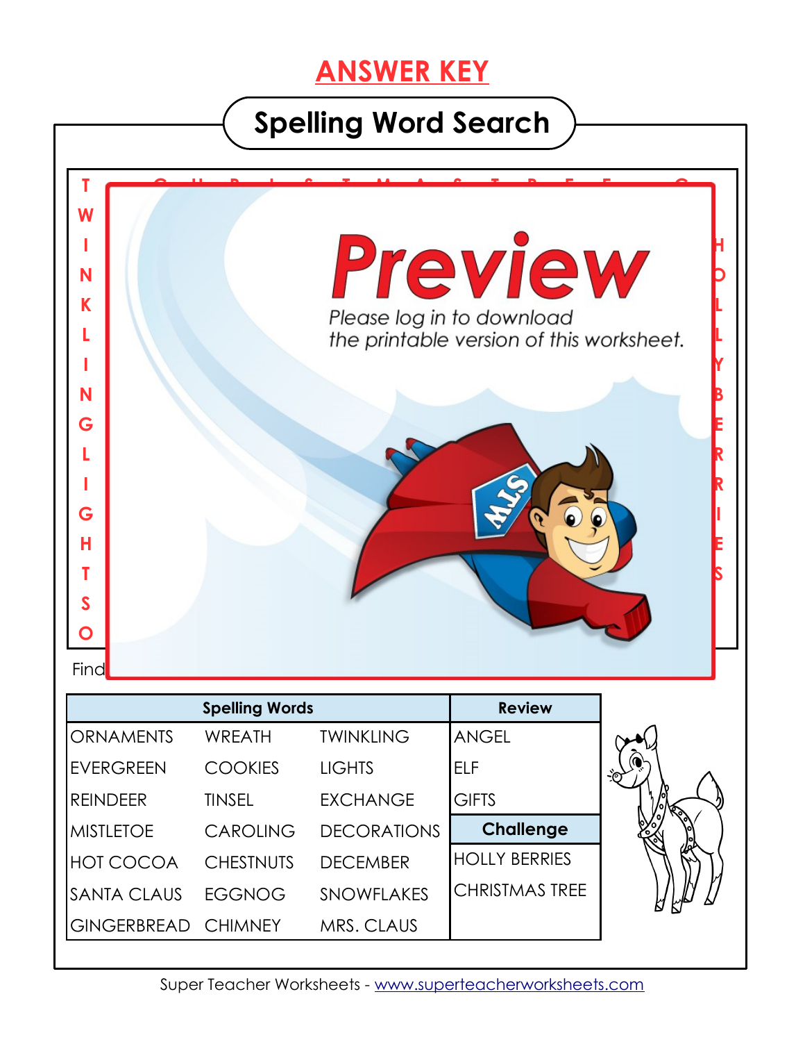# ANSWER KEY

## Spelling Word Search

| Spelling Words | | | Review |
|---|---|---|---|
| ORNAMENTS | WREATH | TWINKLING | ANGEL |
| EVERGREEN | COOKIES | LIGHTS | ELF |
| REINDEER | TINSEL | EXCHANGE | GIFTS |
| MISTLETOE | CAROLING | DECORATIONS | **Challenge** |
| HOT COCOA | CHESTNUTS | DECEMBER | HOLLY BERRIES |
| SANTA CLAUS | EGGNOG | SNOWFLAKES | CHRISTMAS TREE |
| GINGERBREAD | CHIMNEY | MRS. CLAUS | |